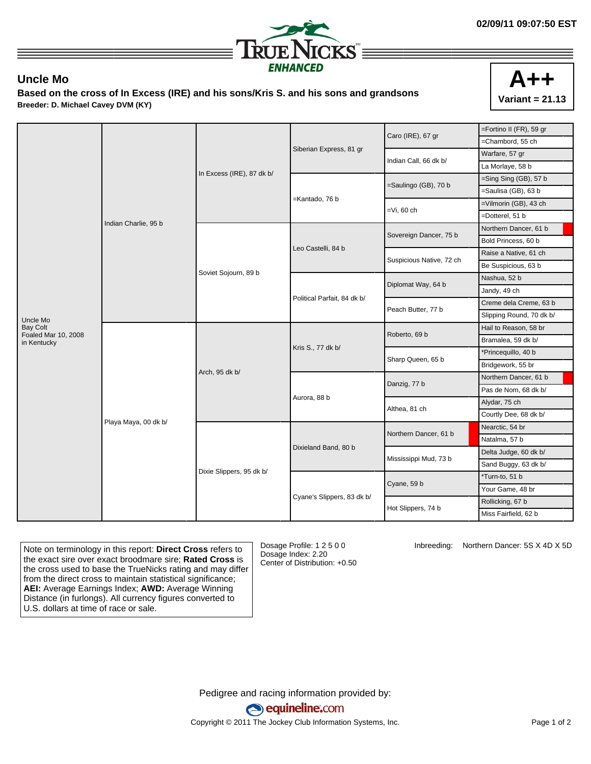02/09/11 09:07:50 EST

TRUE NICKS ENHANCED

## Uncle Mo

**Based on the cross of In Excess (IRE) and his sons/Kris S. and his sons and grandsons**

**Breeder: D. Michael Cavey DVM (KY)**

**A++**
**Variant = 21.13**

| Horse | Parents | Grandparents | Great-Grandparents | 4th Generation | 5th Generation |
|---|---|---|---|---|---|
| Uncle Mo<br>Bay Colt<br>Foaled Mar 10, 2008<br>in Kentucky | Indian Charlie, 95 b | In Excess (IRE), 87 dk b/ | Siberian Express, 81 gr | Caro (IRE), 67 gr | =Fortino II (FR), 59 gr |
| | | | | | =Chambord, 55 ch |
| | | | | Indian Call, 66 dk b/ | Warfare, 57 gr |
| | | | | | La Morlaye, 58 b |
| | | | =Kantado, 76 b | =Saulingo (GB), 70 b | =Sing Sing (GB), 57 b |
| | | | | | =Saulisa (GB), 63 b |
| | | | | =Vi, 60 ch | =Vilmorin (GB), 43 ch |
| | | | | | =Dotterel, 51 b |
| | | Soviet Sojourn, 89 b | Leo Castelli, 84 b | Sovereign Dancer, 75 b | Northern Dancer, 61 b |
| | | | | | Bold Princess, 60 b |
| | | | | Suspicious Native, 72 ch | Raise a Native, 61 ch |
| | | | | | Be Suspicious, 63 b |
| | | | Political Parfait, 84 dk b/ | Diplomat Way, 64 b | Nashua, 52 b |
| | | | | | Jandy, 49 ch |
| | | | | Peach Butter, 77 b | Creme dela Creme, 63 b |
| | | | | | Slipping Round, 70 dk b/ |
| | Playa Maya, 00 dk b/ | Arch, 95 dk b/ | Kris S., 77 dk b/ | Roberto, 69 b | Hail to Reason, 58 br |
| | | | | | Bramalea, 59 dk b/ |
| | | | | Sharp Queen, 65 b | *Princequillo, 40 b |
| | | | | | Bridgework, 55 br |
| | | | Aurora, 88 b | Danzig, 77 b | Northern Dancer, 61 b |
| | | | | | Pas de Nom, 68 dk b/ |
| | | | | Althea, 81 ch | Alydar, 75 ch |
| | | | | | Courtly Dee, 68 dk b/ |
| | | Dixie Slippers, 95 dk b/ | Dixieland Band, 80 b | Northern Dancer, 61 b | Nearctic, 54 br |
| | | | | | Natalma, 57 b |
| | | | | Mississippi Mud, 73 b | Delta Judge, 60 dk b/ |
| | | | | | Sand Buggy, 63 dk b/ |
| | | | Cyane's Slippers, 83 dk b/ | Cyane, 59 b | *Turn-to, 51 b |
| | | | | | Your Game, 48 br |
| | | | | Hot Slippers, 74 b | Rollicking, 67 b |
| | | | | | Miss Fairfield, 62 b |

Note on terminology in this report: **Direct Cross** refers to the exact sire over exact broodmare sire; **Rated Cross** is the cross used to base the TrueNicks rating and may differ from the direct cross to maintain statistical significance; **AEI:** Average Earnings Index; **AWD:** Average Winning Distance (in furlongs). All currency figures converted to U.S. dollars at time of race or sale.

Dosage Profile: 1 2 5 0 0
Dosage Index: 2.20
Center of Distribution: +0.50

Inbreeding: Northern Dancer: 5S X 4D X 5D

Pedigree and racing information provided by:
equineline.com
Copyright © 2011 The Jockey Club Information Systems, Inc.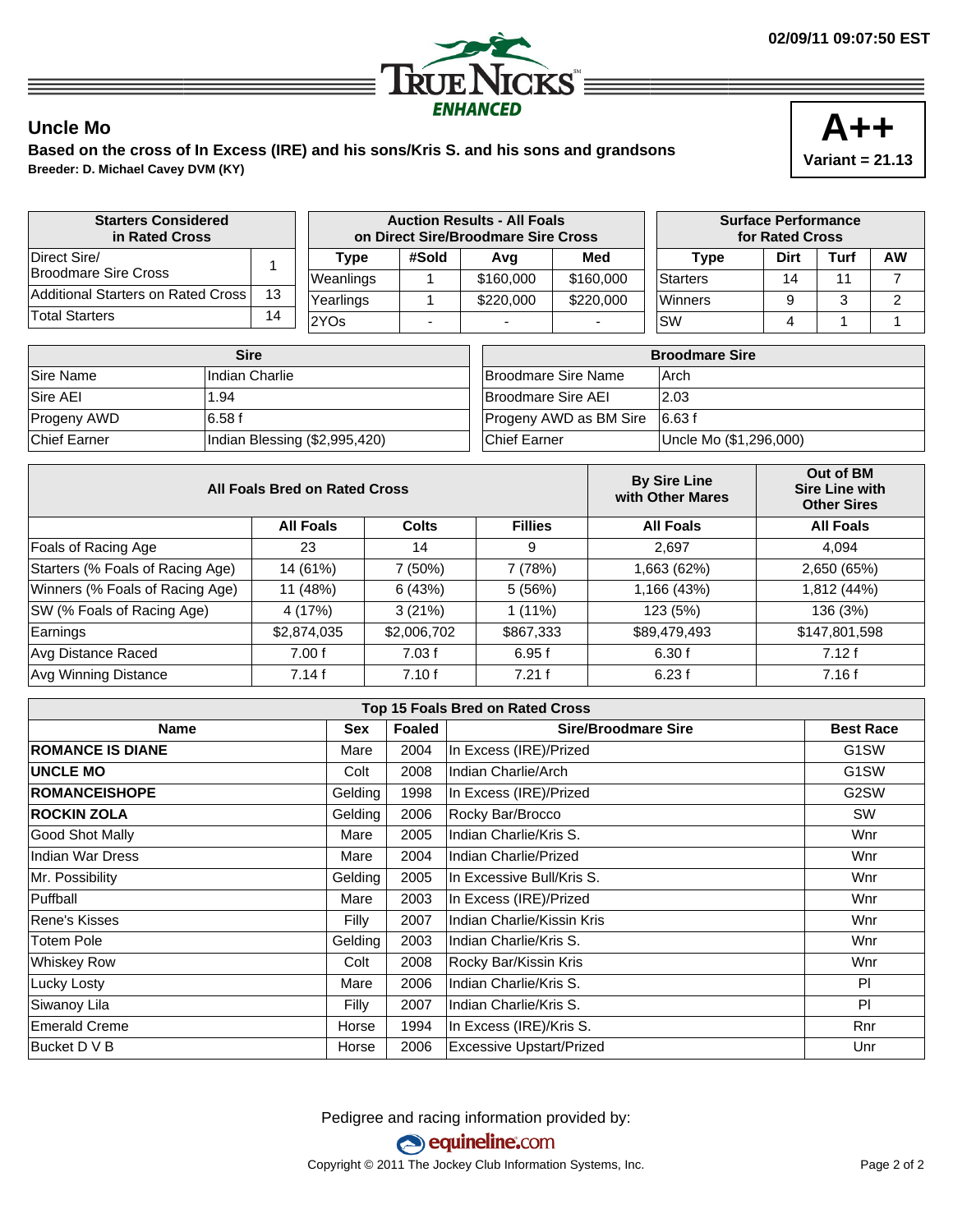02/09/11 09:07:50 EST

TRUE NICKS ENHANCED

## Uncle Mo

**Based on the cross of In Excess (IRE) and his sons/Kris S. and his sons and grandsons**

**Breeder: D. Michael Cavey DVM (KY)**

**A++**
**Variant = 21.13**

| Starters Considered in Rated Cross | |
|---|---|
| Direct Sire/ Broodmare Sire Cross | 1 |
| Additional Starters on Rated Cross | 13 |
| Total Starters | 14 |

| Auction Results - All Foals on Direct Sire/Broodmare Sire Cross | | | |
|---|---|---|---|
| **Type** | **#Sold** | **Avg** | **Med** |
| Weanlings | 1 | $160,000 | $160,000 |
| Yearlings | 1 | $220,000 | $220,000 |
| 2YOs | - | - | - |

| Surface Performance for Rated Cross | | | |
|---|---|---|---|
| **Type** | **Dirt** | **Turf** | **AW** |
| Starters | 14 | 11 | 7 |
| Winners | 9 | 3 | 2 |
| SW | 4 | 1 | 1 |

| Sire | |
|---|---|
| Sire Name | Indian Charlie |
| Sire AEI | 1.94 |
| Progeny AWD | 6.58 f |
| Chief Earner | Indian Blessing ($2,995,420) |

| Broodmare Sire | |
|---|---|
| Broodmare Sire Name | Arch |
| Broodmare Sire AEI | 2.03 |
| Progeny AWD as BM Sire | 6.63 f |
| Chief Earner | Uncle Mo ($1,296,000) |

| All Foals Bred on Rated Cross | | | | By Sire Line with Other Mares | Out of BM Sire Line with Other Sires |
|---|---|---|---|---|---|
| | **All Foals** | **Colts** | **Fillies** | **All Foals** | **All Foals** |
| Foals of Racing Age | 23 | 14 | 9 | 2,697 | 4,094 |
| Starters (% Foals of Racing Age) | 14 (61%) | 7 (50%) | 7 (78%) | 1,663 (62%) | 2,650 (65%) |
| Winners (% Foals of Racing Age) | 11 (48%) | 6 (43%) | 5 (56%) | 1,166 (43%) | 1,812 (44%) |
| SW (% Foals of Racing Age) | 4 (17%) | 3 (21%) | 1 (11%) | 123 (5%) | 136 (3%) |
| Earnings | $2,874,035 | $2,006,702 | $867,333 | $89,479,493 | $147,801,598 |
| Avg Distance Raced | 7.00 f | 7.03 f | 6.95 f | 6.30 f | 7.12 f |
| Avg Winning Distance | 7.14 f | 7.10 f | 7.21 f | 6.23 f | 7.16 f |

| Top 15 Foals Bred on Rated Cross | | | | |
|---|---|---|---|---|
| **Name** | **Sex** | **Foaled** | **Sire/Broodmare Sire** | **Best Race** |
| **ROMANCE IS DIANE** | Mare | 2004 | In Excess (IRE)/Prized | G1SW |
| **UNCLE MO** | Colt | 2008 | Indian Charlie/Arch | G1SW |
| **ROMANCEISHOPE** | Gelding | 1998 | In Excess (IRE)/Prized | G2SW |
| **ROCKIN ZOLA** | Gelding | 2006 | Rocky Bar/Brocco | SW |
| Good Shot Mally | Mare | 2005 | Indian Charlie/Kris S. | Wnr |
| Indian War Dress | Mare | 2004 | Indian Charlie/Prized | Wnr |
| Mr. Possibility | Gelding | 2005 | In Excessive Bull/Kris S. | Wnr |
| Puffball | Mare | 2003 | In Excess (IRE)/Prized | Wnr |
| Rene's Kisses | Filly | 2007 | Indian Charlie/Kissin Kris | Wnr |
| Totem Pole | Gelding | 2003 | Indian Charlie/Kris S. | Wnr |
| Whiskey Row | Colt | 2008 | Rocky Bar/Kissin Kris | Wnr |
| Lucky Losty | Mare | 2006 | Indian Charlie/Kris S. | Pl |
| Siwanoy Lila | Filly | 2007 | Indian Charlie/Kris S. | Pl |
| Emerald Creme | Horse | 1994 | In Excess (IRE)/Kris S. | Rnr |
| Bucket D V B | Horse | 2006 | Excessive Upstart/Prized | Unr |

Pedigree and racing information provided by:

equineline.com

Copyright © 2011 The Jockey Club Information Systems, Inc.